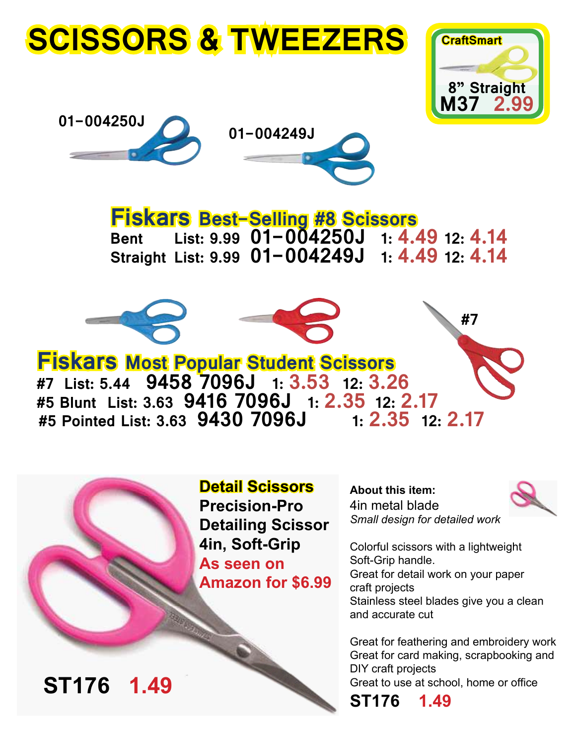# SCISSORS & TWEEZERS

**CraftSmart**

8" Straight
**M37 2.99**

01-004250J

01-004249J

## Fiskars Best-Selling #8 Scissors

| | | | | |
|---|---|---|---|---|
| Bent | List: 9.99 | 01-004250J | 1: 4.49 | 12: 4.14 |
| Straight | List: 9.99 | 01-004249J | 1: 4.49 | 12: 4.14 |

#7

## Fiskars Most Popular Student Scissors

| | | | | |
|---|---|---|---|---|
| #7 | List: 5.44 | 9458 7096J | 1: 3.53 | 12: 3.26 |
| #5 Blunt | List: 3.63 | 9416 7096J | 1: 2.35 | 12: 2.17 |
| #5 Pointed | List: 3.63 | 9430 7096J | 1: 2.35 | 12: 2.17 |

## Detail Scissors

**Precision-Pro Detailing Scissor 4in, Soft-Grip**

**As seen on Amazon for $6.99**

**ST176 1.49**

**About this item:**

4in metal blade
*Small design for detailed work*

Colorful scissors with a lightweight Soft-Grip handle.
Great for detail work on your paper craft projects
Stainless steel blades give you a clean and accurate cut

Great for feathering and embroidery work
Great for card making, scrapbooking and DIY craft projects
Great to use at school, home or office

**ST176 1.49**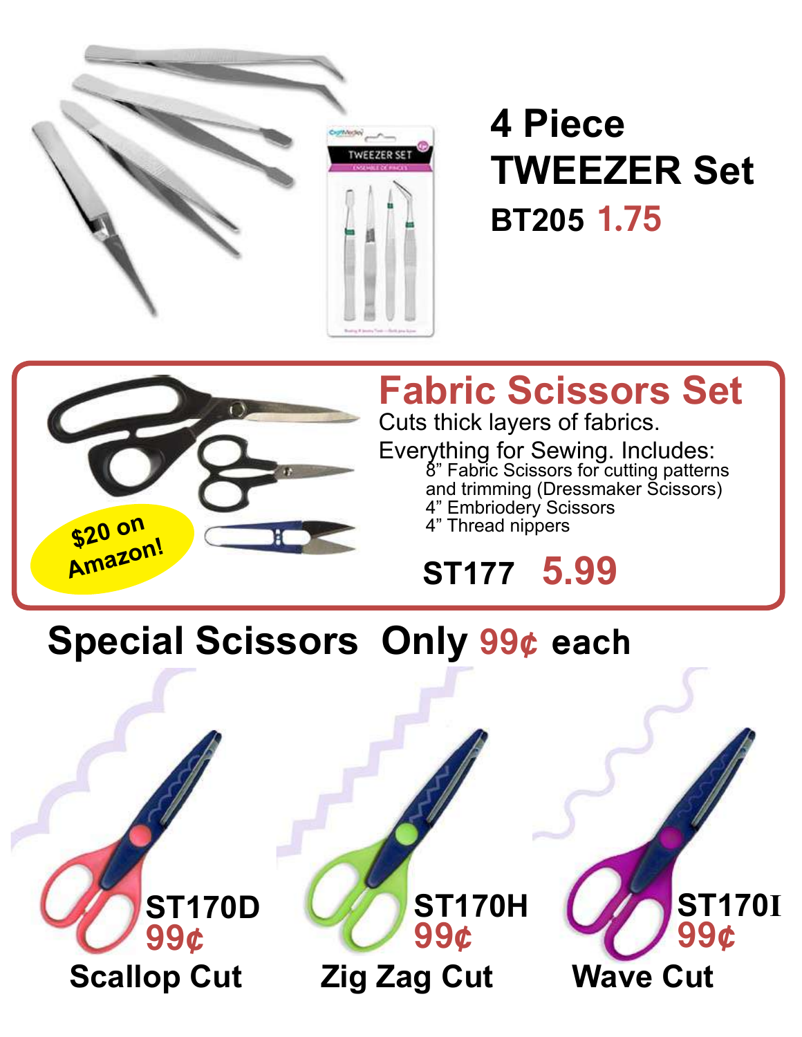## 4 Piece TWEEZER Set

**BT205** 1.75

## Fabric Scissors Set

Cuts thick layers of fabrics.

Everything for Sewing. Includes:

- 8" Fabric Scissors for cutting patterns and trimming (Dressmaker Scissors)
- 4" Embriodery Scissors
- 4" Thread nippers

**ST177** 5.99

$20 on Amazon!

## Special Scissors Only 99¢ each

**ST170D**
99¢
**Scallop Cut**

**ST170H**
99¢
**Zig Zag Cut**

**ST170I**
99¢
**Wave Cut**